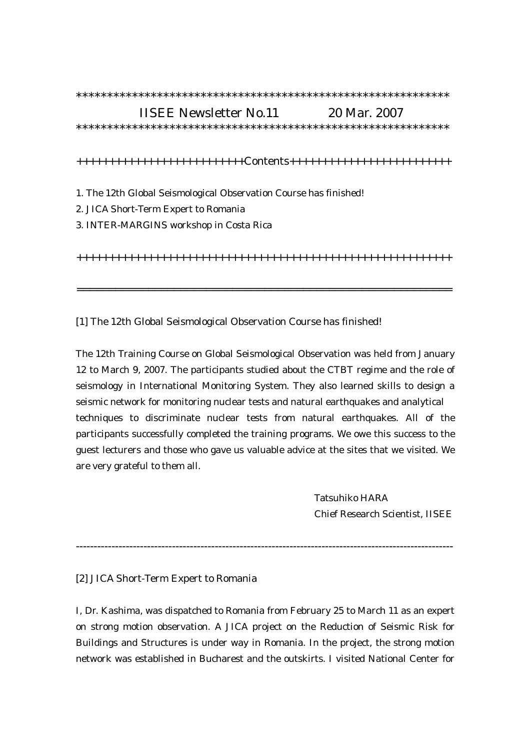************************************************************

IISEE Newsletter No.11 20 Mar. 2007

************************************************************

++++++++++++++++++++++++++Contents++++++++++++++++++++++++

1. The 12th Global Seismological Observation Course has finished!
2. JICA Short-Term Expert to Romania
3. INTER-MARGINS workshop in Costa Rica

++++++++++++++++++++++++++++++++++++++++++++++++++++++++++

---

[1] The 12th Global Seismological Observation Course has finished!

The 12th Training Course on Global Seismological Observation was held from January 12 to March 9, 2007. The participants studied about the CTBT regime and the role of seismology in International Monitoring System. They also learned skills to design a seismic network for monitoring nuclear tests and natural earthquakes and analytical techniques to discriminate nuclear tests from natural earthquakes. All of the participants successfully completed the training programs. We owe this success to the guest lecturers and those who gave us valuable advice at the sites that we visited. We are very grateful to them all.

Tatsuhiko HARA
Chief Research Scientist, IISEE

---

[2] JICA Short-Term Expert to Romania

I, Dr. Kashima, was dispatched to Romania from February 25 to March 11 as an expert on strong motion observation. A JICA project on the Reduction of Seismic Risk for Buildings and Structures is under way in Romania. In the project, the strong motion network was established in Bucharest and the outskirts. I visited National Center for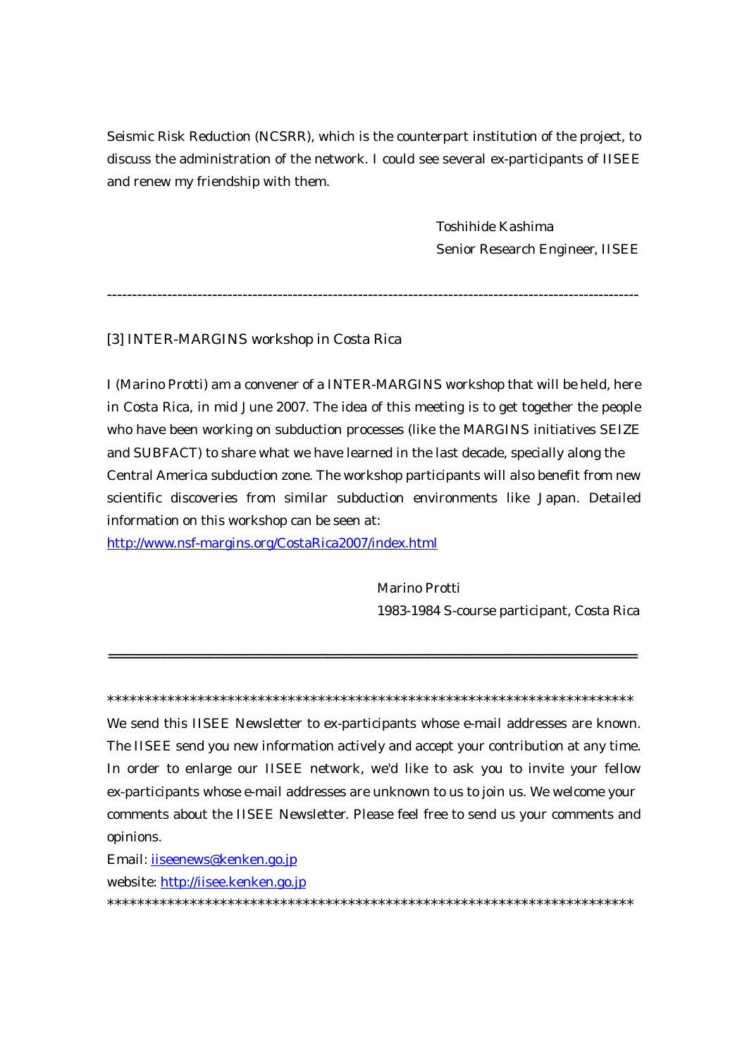Seismic Risk Reduction (NCSRR), which is the counterpart institution of the project, to discuss the administration of the network. I could see several ex-participants of IISEE and renew my friendship with them.

Toshihide Kashima
Senior Research Engineer, IISEE

---

[3] INTER-MARGINS workshop in Costa Rica

I (Marino Protti) am a convener of a INTER-MARGINS workshop that will be held, here in Costa Rica, in mid June 2007. The idea of this meeting is to get together the people who have been working on subduction processes (like the MARGINS initiatives SEIZE and SUBFACT) to share what we have learned in the last decade, specially along the Central America subduction zone. The workshop participants will also benefit from new scientific discoveries from similar subduction environments like Japan. Detailed information on this workshop can be seen at:
http://www.nsf-margins.org/CostaRica2007/index.html

Marino Protti
1983-1984 S-course participant, Costa Rica

---

*************************************************************************

We send this IISEE Newsletter to ex-participants whose e-mail addresses are known. The IISEE send you new information actively and accept your contribution at any time. In order to enlarge our IISEE network, we'd like to ask you to invite your fellow ex-participants whose e-mail addresses are unknown to us to join us. We welcome your comments about the IISEE Newsletter. Please feel free to send us your comments and opinions.

Email: iiseenews@kenken.go.jp

website: http://iisee.kenken.go.jp

*************************************************************************